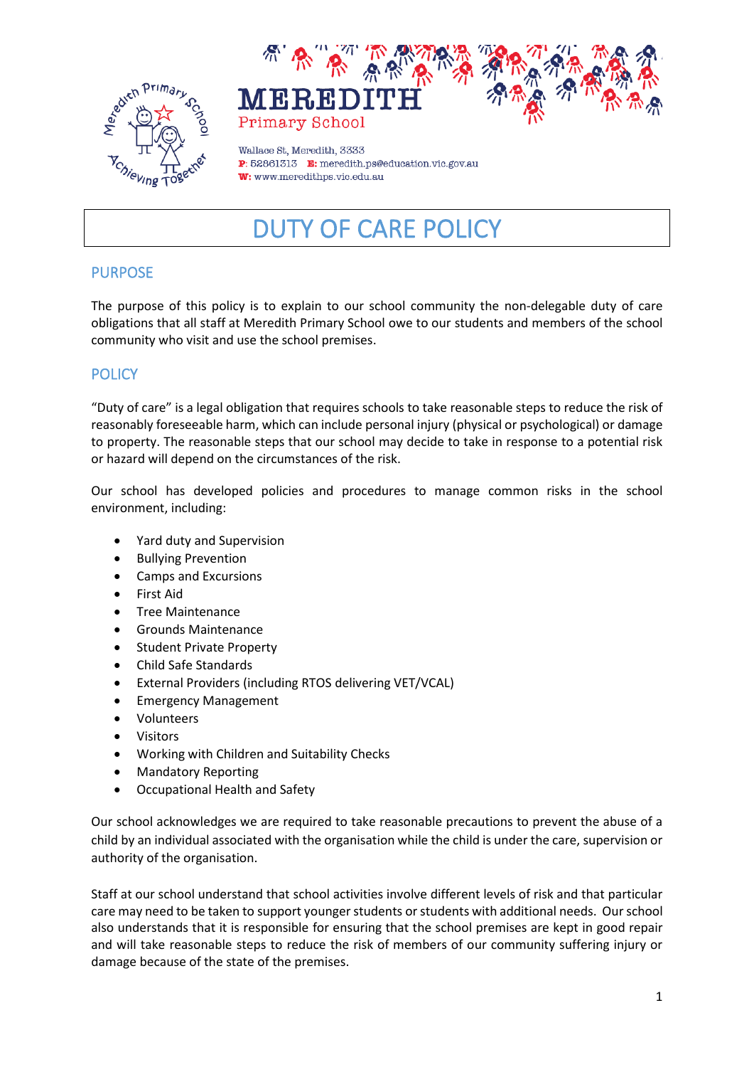# MEREDITH

Primary School

Wallace St, Meredith, 3333
**P**: 52861313 **E:** meredith.ps@education.vic.gov.au
**W:** www.meredithps.vic.edu.au

# DUTY OF CARE POLICY

## PURPOSE

The purpose of this policy is to explain to our school community the non-delegable duty of care obligations that all staff at Meredith Primary School owe to our students and members of the school community who visit and use the school premises.

## POLICY

"Duty of care" is a legal obligation that requires schools to take reasonable steps to reduce the risk of reasonably foreseeable harm, which can include personal injury (physical or psychological) or damage to property. The reasonable steps that our school may decide to take in response to a potential risk or hazard will depend on the circumstances of the risk.

Our school has developed policies and procedures to manage common risks in the school environment, including:

- Yard duty and Supervision
- Bullying Prevention
- Camps and Excursions
- First Aid
- Tree Maintenance
- Grounds Maintenance
- Student Private Property
- Child Safe Standards
- External Providers (including RTOS delivering VET/VCAL)
- Emergency Management
- Volunteers
- Visitors
- Working with Children and Suitability Checks
- Mandatory Reporting
- Occupational Health and Safety

Our school acknowledges we are required to take reasonable precautions to prevent the abuse of a child by an individual associated with the organisation while the child is under the care, supervision or authority of the organisation.

Staff at our school understand that school activities involve different levels of risk and that particular care may need to be taken to support younger students or students with additional needs. Our school also understands that it is responsible for ensuring that the school premises are kept in good repair and will take reasonable steps to reduce the risk of members of our community suffering injury or damage because of the state of the premises.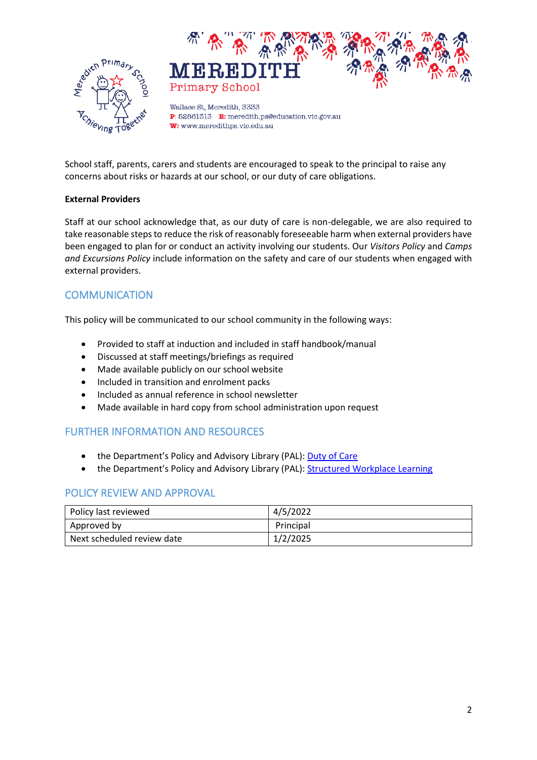School staff, parents, carers and students are encouraged to speak to the principal to raise any concerns about risks or hazards at our school, or our duty of care obligations.

**External Providers**

Staff at our school acknowledge that, as our duty of care is non-delegable, we are also required to take reasonable steps to reduce the risk of reasonably foreseeable harm when external providers have been engaged to plan for or conduct an activity involving our students. Our *Visitors Policy* and *Camps and Excursions Policy* include information on the safety and care of our students when engaged with external providers.

## COMMUNICATION

This policy will be communicated to our school community in the following ways:

- Provided to staff at induction and included in staff handbook/manual
- Discussed at staff meetings/briefings as required
- Made available publicly on our school website
- Included in transition and enrolment packs
- Included as annual reference in school newsletter
- Made available in hard copy from school administration upon request

## FURTHER INFORMATION AND RESOURCES

- the Department's Policy and Advisory Library (PAL): Duty of Care
- the Department's Policy and Advisory Library (PAL): Structured Workplace Learning

## POLICY REVIEW AND APPROVAL

| | |
|---|---|
| Policy last reviewed | 4/5/2022 |
| Approved by | Principal |
| Next scheduled review date | 1/2/2025 |